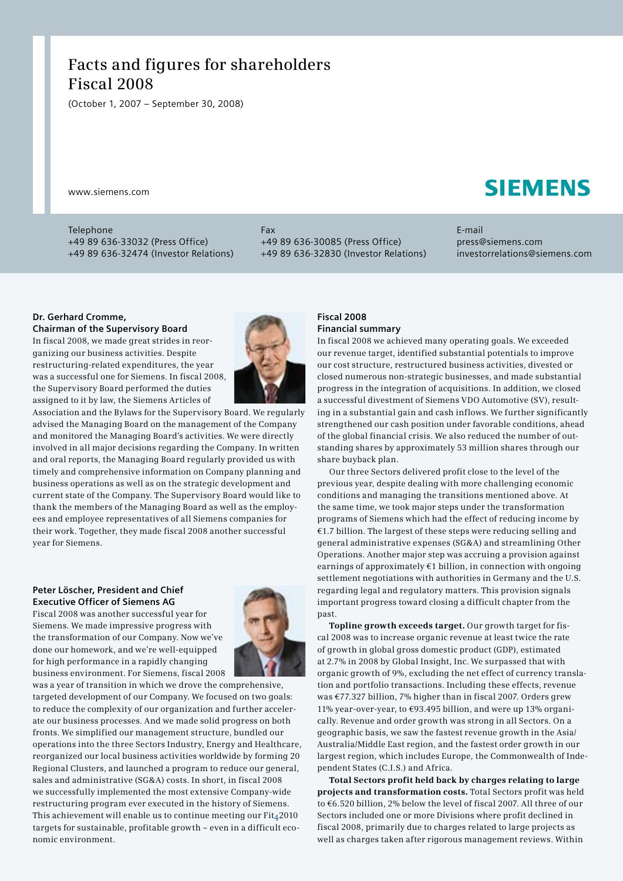# Facts and figures for shareholders Fiscal 2008

(October 1, 2007 – September 30, 2008)

www.siemens.com

SIEMENS

Telephone
+49 89 636-33032 (Press Office)
+49 89 636-32474 (Investor Relations)

Fax
+49 89 636-30085 (Press Office)
+49 89 636-32830 (Investor Relations)

E-mail
press@siemens.com
investorrelations@siemens.com

**Dr. Gerhard Cromme, Chairman of the Supervisory Board**

In fiscal 2008, we made great strides in reorganizing our business activities. Despite restructuring-related expenditures, the year was a successful one for Siemens. In fiscal 2008, the Supervisory Board performed the duties assigned to it by law, the Siemens Articles of Association and the Bylaws for the Supervisory Board. We regularly advised the Managing Board on the management of the Company and monitored the Managing Board's activities. We were directly involved in all major decisions regarding the Company. In written and oral reports, the Managing Board regularly provided us with timely and comprehensive information on Company planning and business operations as well as on the strategic development and current state of the Company. The Supervisory Board would like to thank the members of the Managing Board as well as the employees and employee representatives of all Siemens companies for their work. Together, they made fiscal 2008 another successful year for Siemens.

**Peter Löscher, President and Chief Executive Officer of Siemens AG**

Fiscal 2008 was another successful year for Siemens. We made impressive progress with the transformation of our Company. Now we've done our homework, and we're well-equipped for high performance in a rapidly changing business environment. For Siemens, fiscal 2008 was a year of transition in which we drove the comprehensive, targeted development of our Company. We focused on two goals: to reduce the complexity of our organization and further accelerate our business processes. And we made solid progress on both fronts. We simplified our management structure, bundled our operations into the three Sectors Industry, Energy and Healthcare, reorganized our local business activities worldwide by forming 20 Regional Clusters, and launched a program to reduce our general, sales and administrative (SG&A) costs. In short, in fiscal 2008 we successfully implemented the most extensive Company-wide restructuring program ever executed in the history of Siemens. This achievement will enable us to continue meeting our Fit$_4$2010 targets for sustainable, profitable growth – even in a difficult economic environment.

**Fiscal 2008 Financial summary**

In fiscal 2008 we achieved many operating goals. We exceeded our revenue target, identified substantial potentials to improve our cost structure, restructured business activities, divested or closed numerous non-strategic businesses, and made substantial progress in the integration of acquisitions. In addition, we closed a successful divestment of Siemens VDO Automotive (SV), resulting in a substantial gain and cash inflows. We further significantly strengthened our cash position under favorable conditions, ahead of the global financial crisis. We also reduced the number of outstanding shares by approximately 53 million shares through our share buyback plan.

Our three Sectors delivered profit close to the level of the previous year, despite dealing with more challenging economic conditions and managing the transitions mentioned above. At the same time, we took major steps under the transformation programs of Siemens which had the effect of reducing income by €1.7 billion. The largest of these steps were reducing selling and general administrative expenses (SG&A) and streamlining Other Operations. Another major step was accruing a provision against earnings of approximately €1 billion, in connection with ongoing settlement negotiations with authorities in Germany and the U.S. regarding legal and regulatory matters. This provision signals important progress toward closing a difficult chapter from the past.

**Topline growth exceeds target.** Our growth target for fiscal 2008 was to increase organic revenue at least twice the rate of growth in global gross domestic product (GDP), estimated at 2.7% in 2008 by Global Insight, Inc. We surpassed that with organic growth of 9%, excluding the net effect of currency translation and portfolio transactions. Including these effects, revenue was €77.327 billion, 7% higher than in fiscal 2007. Orders grew 11% year-over-year, to €93.495 billion, and were up 13% organically. Revenue and order growth was strong in all Sectors. On a geographic basis, we saw the fastest revenue growth in the Asia/Australia/Middle East region, and the fastest order growth in our largest region, which includes Europe, the Commonwealth of Independent States (C.I.S.) and Africa.

**Total Sectors profit held back by charges relating to large projects and transformation costs.** Total Sectors profit was held to €6.520 billion, 2% below the level of fiscal 2007. All three of our Sectors included one or more Divisions where profit declined in fiscal 2008, primarily due to charges related to large projects as well as charges taken after rigorous management reviews. Within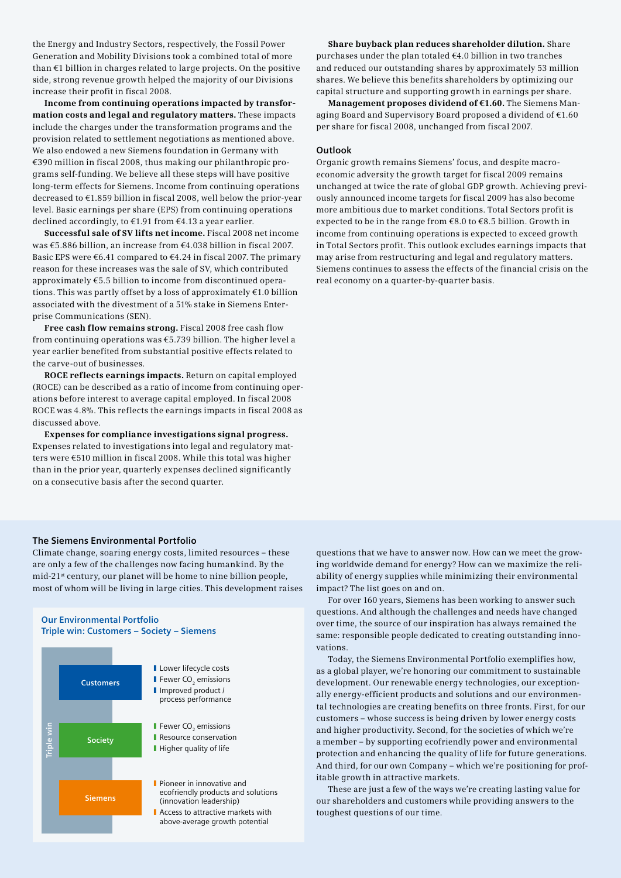the Energy and Industry Sectors, respectively, the Fossil Power Generation and Mobility Divisions took a combined total of more than €1 billion in charges related to large projects. On the positive side, strong revenue growth helped the majority of our Divisions increase their profit in fiscal 2008.

**Income from continuing operations impacted by transformation costs and legal and regulatory matters.** These impacts include the charges under the transformation programs and the provision related to settlement negotiations as mentioned above. We also endowed a new Siemens foundation in Germany with €390 million in fiscal 2008, thus making our philanthropic programs self-funding. We believe all these steps will have positive long-term effects for Siemens. Income from continuing operations decreased to €1.859 billion in fiscal 2008, well below the prior-year level. Basic earnings per share (EPS) from continuing operations declined accordingly, to €1.91 from €4.13 a year earlier.

**Successful sale of SV lifts net income.** Fiscal 2008 net income was €5.886 billion, an increase from €4.038 billion in fiscal 2007. Basic EPS were €6.41 compared to €4.24 in fiscal 2007. The primary reason for these increases was the sale of SV, which contributed approximately €5.5 billion to income from discontinued operations. This was partly offset by a loss of approximately €1.0 billion associated with the divestment of a 51% stake in Siemens Enterprise Communications (SEN).

**Free cash flow remains strong.** Fiscal 2008 free cash flow from continuing operations was €5.739 billion. The higher level a year earlier benefited from substantial positive effects related to the carve-out of businesses.

**ROCE reflects earnings impacts.** Return on capital employed (ROCE) can be described as a ratio of income from continuing operations before interest to average capital employed. In fiscal 2008 ROCE was 4.8%. This reflects the earnings impacts in fiscal 2008 as discussed above.

**Expenses for compliance investigations signal progress.** Expenses related to investigations into legal and regulatory matters were €510 million in fiscal 2008. While this total was higher than in the prior year, quarterly expenses declined significantly on a consecutive basis after the second quarter.

**Share buyback plan reduces shareholder dilution.** Share purchases under the plan totaled €4.0 billion in two tranches and reduced our outstanding shares by approximately 53 million shares. We believe this benefits shareholders by optimizing our capital structure and supporting growth in earnings per share.

**Management proposes dividend of €1.60.** The Siemens Managing Board and Supervisory Board proposed a dividend of €1.60 per share for fiscal 2008, unchanged from fiscal 2007.

## Outlook

Organic growth remains Siemens' focus, and despite macroeconomic adversity the growth target for fiscal 2009 remains unchanged at twice the rate of global GDP growth. Achieving previously announced income targets for fiscal 2009 has also become more ambitious due to market conditions. Total Sectors profit is expected to be in the range from €8.0 to €8.5 billion. Growth in income from continuing operations is expected to exceed growth in Total Sectors profit. This outlook excludes earnings impacts that may arise from restructuring and legal and regulatory matters. Siemens continues to assess the effects of the financial crisis on the real economy on a quarter-by-quarter basis.

## The Siemens Environmental Portfolio

Climate change, soaring energy costs, limited resources – these are only a few of the challenges now facing humankind. By the mid-21st century, our planet will be home to nine billion people, most of whom will be living in large cities. This development raises questions that we have to answer now. How can we meet the growing worldwide demand for energy? How can we maximize the reliability of energy supplies while minimizing their environmental impact? The list goes on and on.

For over 160 years, Siemens has been working to answer such questions. And although the challenges and needs have changed over time, the source of our inspiration has always remained the same: responsible people dedicated to creating outstanding innovations.

Today, the Siemens Environmental Portfolio exemplifies how, as a global player, we're honoring our commitment to sustainable development. Our renewable energy technologies, our exceptionally energy-efficient products and solutions and our environmental technologies are creating benefits on three fronts. First, for our customers – whose success is being driven by lower energy costs and higher productivity. Second, for the societies of which we're a member – by supporting ecofriendly power and environmental protection and enhancing the quality of life for future generations. And third, for our own Company – which we're positioning for profitable growth in attractive markets.

These are just a few of the ways we're creating lasting value for our shareholders and customers while providing answers to the toughest questions of our time.

### Our Environmental Portfolio
### Triple win: Customers – Society – Siemens

Triple win

**Customers**
- Lower lifecycle costs
- Fewer $CO_2$ emissions
- Improved product / process performance

**Society**
- Fewer $CO_2$ emissions
- Resource conservation
- Higher quality of life

**Siemens**
- Pioneer in innovative and ecofriendly products and solutions (innovation leadership)
- Access to attractive markets with above-average growth potential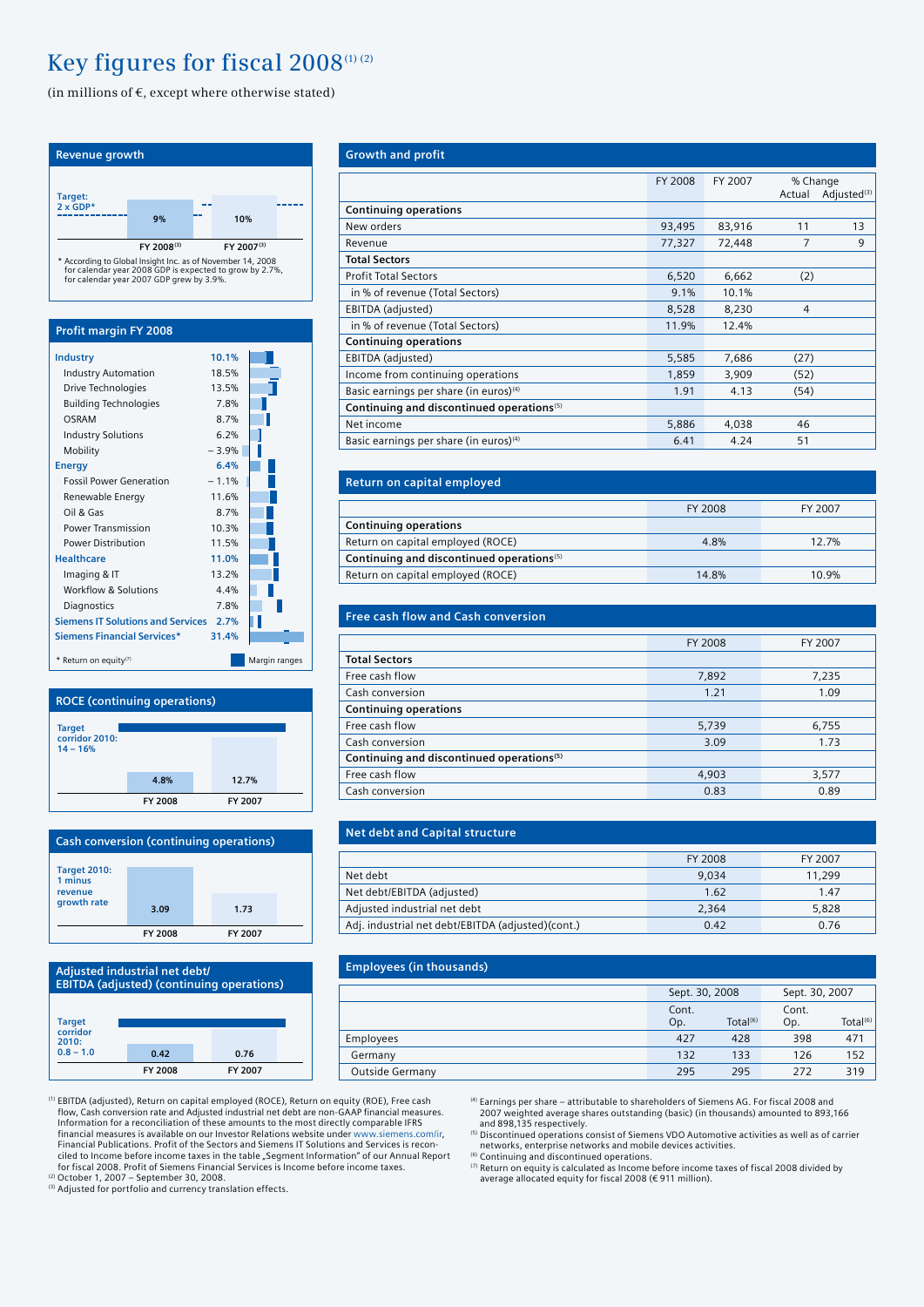# Key figures for fiscal 2008[1] [2]

(in millions of €, except where otherwise stated)

## Revenue growth

Target: 2 x GDP*

| FY 2008[3] | FY 2007[3] |
|---|---|
| 9% | 10% |

\* According to Global Insight Inc. as of November 14, 2008 for calendar year 2008 GDP is expected to grow by 2.7%, for calendar year 2007 GDP grew by 3.9%.

## Profit margin FY 2008

| | |
|---|---|
| **Industry** | **10.1%** |
| Industry Automation | 18.5% |
| Drive Technologies | 13.5% |
| Building Technologies | 7.8% |
| OSRAM | 8.7% |
| Industry Solutions | 6.2% |
| Mobility | – 3.9% |
| **Energy** | **6.4%** |
| Fossil Power Generation | – 1.1% |
| Renewable Energy | 11.6% |
| Oil & Gas | 8.7% |
| Power Transmission | 10.3% |
| Power Distribution | 11.5% |
| **Healthcare** | **11.0%** |
| Imaging & IT | 13.2% |
| Workflow & Solutions | 4.4% |
| Diagnostics | 7.8% |
| **Siemens IT Solutions and Services** | **2.7%** |
| **Siemens Financial Services*** | **31.4%** |

\* Return on equity[7]

Margin ranges

## ROCE (continuing operations)

Target corridor 2010: 14 – 16%

| FY 2008 | FY 2007 |
|---|---|
| 4.8% | 12.7% |

## Cash conversion (continuing operations)

Target 2010: 1 minus revenue growth rate

| FY 2008 | FY 2007 |
|---|---|
| 3.09 | 1.73 |

## Adjusted industrial net debt/ EBITDA (adjusted) (continuing operations)

Target corridor 2010: 0.8 – 1.0

| FY 2008 | FY 2007 |
|---|---|
| 0.42 | 0.76 |

## Growth and profit

| | FY 2008 | FY 2007 | % Change Actual | % Change Adjusted[3] |
|---|---|---|---|---|
| **Continuing operations** | | | | |
| New orders | 93,495 | 83,916 | 11 | 13 |
| Revenue | 77,327 | 72,448 | 7 | 9 |
| **Total Sectors** | | | | |
| Profit Total Sectors | 6,520 | 6,662 | (2) | |
| in % of revenue (Total Sectors) | 9.1% | 10.1% | | |
| EBITDA (adjusted) | 8,528 | 8,230 | 4 | |
| in % of revenue (Total Sectors) | 11.9% | 12.4% | | |
| **Continuing operations** | | | | |
| EBITDA (adjusted) | 5,585 | 7,686 | (27) | |
| Income from continuing operations | 1,859 | 3,909 | (52) | |
| Basic earnings per share (in euros)[4] | 1.91 | 4.13 | (54) | |
| **Continuing and discontinued operations**[5] | | | | |
| Net income | 5,886 | 4,038 | 46 | |
| Basic earnings per share (in euros)[4] | 6.41 | 4.24 | 51 | |

## Return on capital employed

| | FY 2008 | FY 2007 |
|---|---|---|
| **Continuing operations** | | |
| Return on capital employed (ROCE) | 4.8% | 12.7% |
| **Continuing and discontinued operations**[5] | | |
| Return on capital employed (ROCE) | 14.8% | 10.9% |

## Free cash flow and Cash conversion

| | FY 2008 | FY 2007 |
|---|---|---|
| **Total Sectors** | | |
| Free cash flow | 7,892 | 7,235 |
| Cash conversion | 1.21 | 1.09 |
| **Continuing operations** | | |
| Free cash flow | 5,739 | 6,755 |
| Cash conversion | 3.09 | 1.73 |
| **Continuing and discontinued operations**[5] | | |
| Free cash flow | 4,903 | 3,577 |
| Cash conversion | 0.83 | 0.89 |

## Net debt and Capital structure

| | FY 2008 | FY 2007 |
|---|---|---|
| Net debt | 9,034 | 11,299 |
| Net debt/EBITDA (adjusted) | 1.62 | 1.47 |
| Adjusted industrial net debt | 2,364 | 5,828 |
| Adj. industrial net debt/EBITDA (adjusted)(cont.) | 0.42 | 0.76 |

## Employees (in thousands)

| | Sept. 30, 2008 | | Sept. 30, 2007 | |
|---|---|---|---|---|
| | Cont. Op. | Total[6] | Cont. Op. | Total[6] |
| Employees | 427 | 428 | 398 | 471 |
| Germany | 132 | 133 | 126 | 152 |
| Outside Germany | 295 | 295 | 272 | 319 |

[1] EBITDA (adjusted), Return on capital employed (ROCE), Return on equity (ROE), Free cash flow, Cash conversion rate and Adjusted industrial net debt are non-GAAP financial measures. Information for a reconciliation of these amounts to the most directly comparable IFRS financial measures is available on our Investor Relations website under www.siemens.com/ir, Financial Publications. Profit of the Sectors and Siemens IT Solutions and Services is reconciled to Income before income taxes in the table „Segment Information" of our Annual Report for fiscal 2008. Profit of Siemens Financial Services is Income before income taxes.

[2] October 1, 2007 – September 30, 2008.

[3] Adjusted for portfolio and currency translation effects.

[4] Earnings per share – attributable to shareholders of Siemens AG. For fiscal 2008 and 2007 weighted average shares outstanding (basic) (in thousands) amounted to 893,166 and 898,135 respectively.

[5] Discontinued operations consist of Siemens VDO Automotive activities as well as of carrier networks, enterprise networks and mobile devices activities.

[6] Continuing and discontinued operations.

[7] Return on equity is calculated as Income before income taxes of fiscal 2008 divided by average allocated equity for fiscal 2008 (€ 911 million).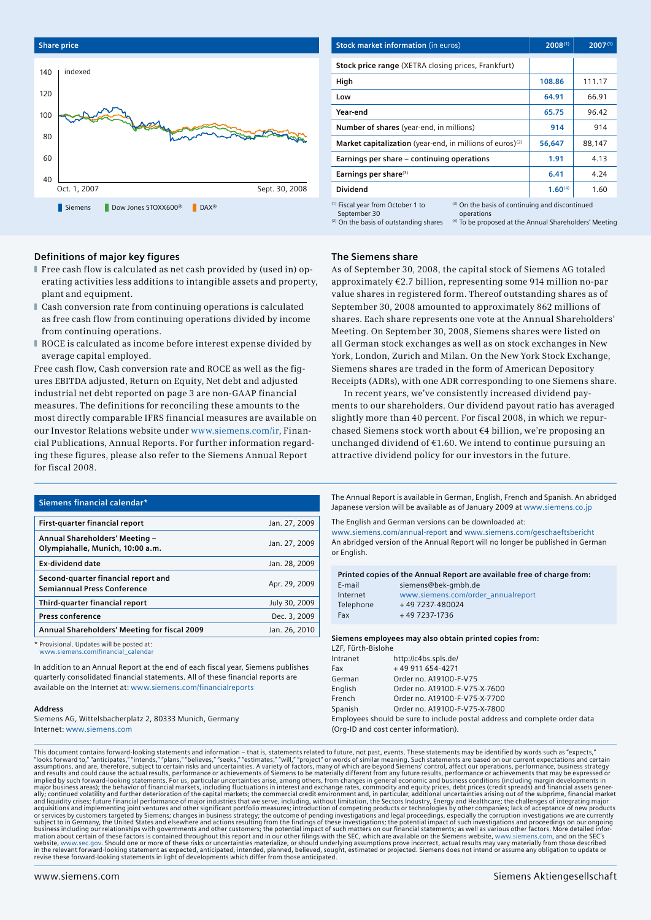## Share price

140 indexed
120
100
80
60
40
Oct. 1, 2007
Sept. 30, 2008

Siemens
Dow Jones STOXX600®
DAX®

| Stock market information (in euros) | 2008 [1] | 2007 [1] |
|---|---|---|
| **Stock price range** (XETRA closing prices, Frankfurt) | | |
| **High** | **108.86** | 111.17 |
| **Low** | **64.91** | 66.91 |
| **Year-end** | **65.75** | 96.42 |
| **Number of shares** (year-end, in millions) | **914** | 914 |
| **Market capitalization** (year-end, in millions of euros) [2] | **56,647** | 88,147 |
| **Earnings per share – continuing operations** | **1.91** | 4.13 |
| **Earnings per share** [3] | **6.41** | 4.24 |
| **Dividend** | **1.60** [4] | 1.60 |

[1] Fiscal year from October 1 to September 30
[2] On the basis of outstanding shares
[3] On the basis of continuing and discontinued operations
[4] To be proposed at the Annual Shareholders' Meeting

## Definitions of major key figures

- Free cash flow is calculated as net cash provided by (used in) operating activities less additions to intangible assets and property, plant and equipment.
- Cash conversion rate from continuing operations is calculated as free cash flow from continuing operations divided by income from continuing operations.
- ROCE is calculated as income before interest expense divided by average capital employed.

Free cash flow, Cash conversion rate and ROCE as well as the figures EBITDA adjusted, Return on Equity, Net debt and adjusted industrial net debt reported on page 3 are non-GAAP financial measures. The definitions for reconciling these amounts to the most directly comparable IFRS financial measures are available on our Investor Relations website under www.siemens.com/ir, Financial Publications, Annual Reports. For further information regarding these figures, please also refer to the Siemens Annual Report for fiscal 2008.

## The Siemens share

As of September 30, 2008, the capital stock of Siemens AG totaled approximately €2.7 billion, representing some 914 million no-par value shares in registered form. Thereof outstanding shares as of September 30, 2008 amounted to approximately 862 millions of shares. Each share represents one vote at the Annual Shareholders' Meeting. On September 30, 2008, Siemens shares were listed on all German stock exchanges as well as on stock exchanges in New York, London, Zurich and Milan. On the New York Stock Exchange, Siemens shares are traded in the form of American Depository Receipts (ADRs), with one ADR corresponding to one Siemens share.

In recent years, we've consistently increased dividend payments to our shareholders. Our dividend payout ratio has averaged slightly more than 40 percent. For fiscal 2008, in which we repurchased Siemens stock worth about €4 billion, we're proposing an unchanged dividend of €1.60. We intend to continue pursuing an attractive dividend policy for our investors in the future.

## Siemens financial calendar*

| | |
|---|---|
| **First-quarter financial report** | Jan. 27, 2009 |
| **Annual Shareholders' Meeting – Olympiahalle, Munich, 10:00 a.m.** | Jan. 27, 2009 |
| **Ex-dividend date** | Jan. 28, 2009 |
| **Second-quarter financial report and Semiannual Press Conference** | Apr. 29, 2009 |
| **Third-quarter financial report** | July 30, 2009 |
| **Press conference** | Dec. 3, 2009 |
| **Annual Shareholders' Meeting for fiscal 2009** | Jan. 26, 2010 |

\* Provisional. Updates will be posted at: www.siemens.com/financial_calendar

In addition to an Annual Report at the end of each fiscal year, Siemens publishes quarterly consolidated financial statements. All of these financial reports are available on the Internet at: www.siemens.com/financialreports

**Address**
Siemens AG, Wittelsbacherplatz 2, 80333 Munich, Germany
Internet: www.siemens.com

The Annual Report is available in German, English, French and Spanish. An abridged Japanese version will be available as of January 2009 at www.siemens.co.jp

The English and German versions can be downloaded at:
www.siemens.com/annual-report and www.siemens.com/geschaeftsbericht
An abridged version of the Annual Report will no longer be published in German or English.

**Printed copies of the Annual Report are available free of charge from:**

| | |
|---|---|
| E-mail | siemens@bek-gmbh.de |
| Internet | www.siemens.com/order_annualreport |
| Telephone | + 49 7237-480024 |
| Fax | + 49 7237-1736 |

**Siemens employees may also obtain printed copies from:**
LZF, Fürth-Bislohe

| | |
|---|---|
| Intranet | http://c4bs.spls.de/ |
| Fax | + 49 911 654-4271 |
| German | Order no. A19100-F-V75 |
| English | Order no. A19100-F-V75-X-7600 |
| French | Order no. A19100-F-V75-X-7700 |
| Spanish | Order no. A19100-F-V75-X-7800 |

Employees should be sure to include postal address and complete order data (Org-ID and cost center information).

This document contains forward-looking statements and information – that is, statements related to future, not past, events. These statements may be identified by words such as "expects," "looks forward to," "anticipates," "intends," "plans," "believes," "seeks," "estimates," "will," "project" or words of similar meaning. Such statements are based on our current expectations and certain assumptions, and are, therefore, subject to certain risks and uncertainties. A variety of factors, many of which are beyond Siemens' control, affect our operations, performance, business strategy and results and could cause the actual results, performance or achievements of Siemens to be materially different from any future results, performance or achievements that may be expressed or implied by such forward-looking statements. For us, particular uncertainties arise, among others, from changes in general economic and business conditions (including margin developments in major business areas); the behavior of financial markets, including fluctuations in interest and exchange rates, commodity and equity prices, debt prices (credit spreads) and financial assets generally; continued volatility and further deterioration of the capital markets; the commercial credit environment and, in particular, additional uncertainties arising out of the subprime, financial market and liquidity crises; future financial performance of major industries that we serve, including, without limitation, the Sectors Industry, Energy and Healthcare; the challenges of integrating major acquisitions and implementing joint ventures and other significant portfolio measures; introduction of competing products or technologies by other companies; lack of acceptance of new products or services by customers targeted by Siemens; changes in business strategy; the outcome of pending investigations and legal proceedings, especially the corruption investigations we are currently subject to in Germany, the United States and elsewhere and actions resulting from the findings of these investigations; the potential impact of such investigations and proceedings on our ongoing business including our relationships with governments and other customers; the potential impact of such matters on our financial statements; as well as various other factors. More detailed information about certain of these factors is contained throughout this report and in our other filings with the SEC, which are available on the Siemens website, www.siemens.com, and on the SEC's website, www.sec.gov. Should one or more of these risks or uncertainties materialize, or should underlying assumptions prove incorrect, actual results may vary materially from those described in the relevant forward-looking statement as expected, anticipated, intended, planned, believed, sought, estimated or projected. Siemens does not intend or assume any obligation to update or revise these forward-looking statements in light of developments which differ from those anticipated.

www.siemens.com
Siemens Aktiengesellschaft